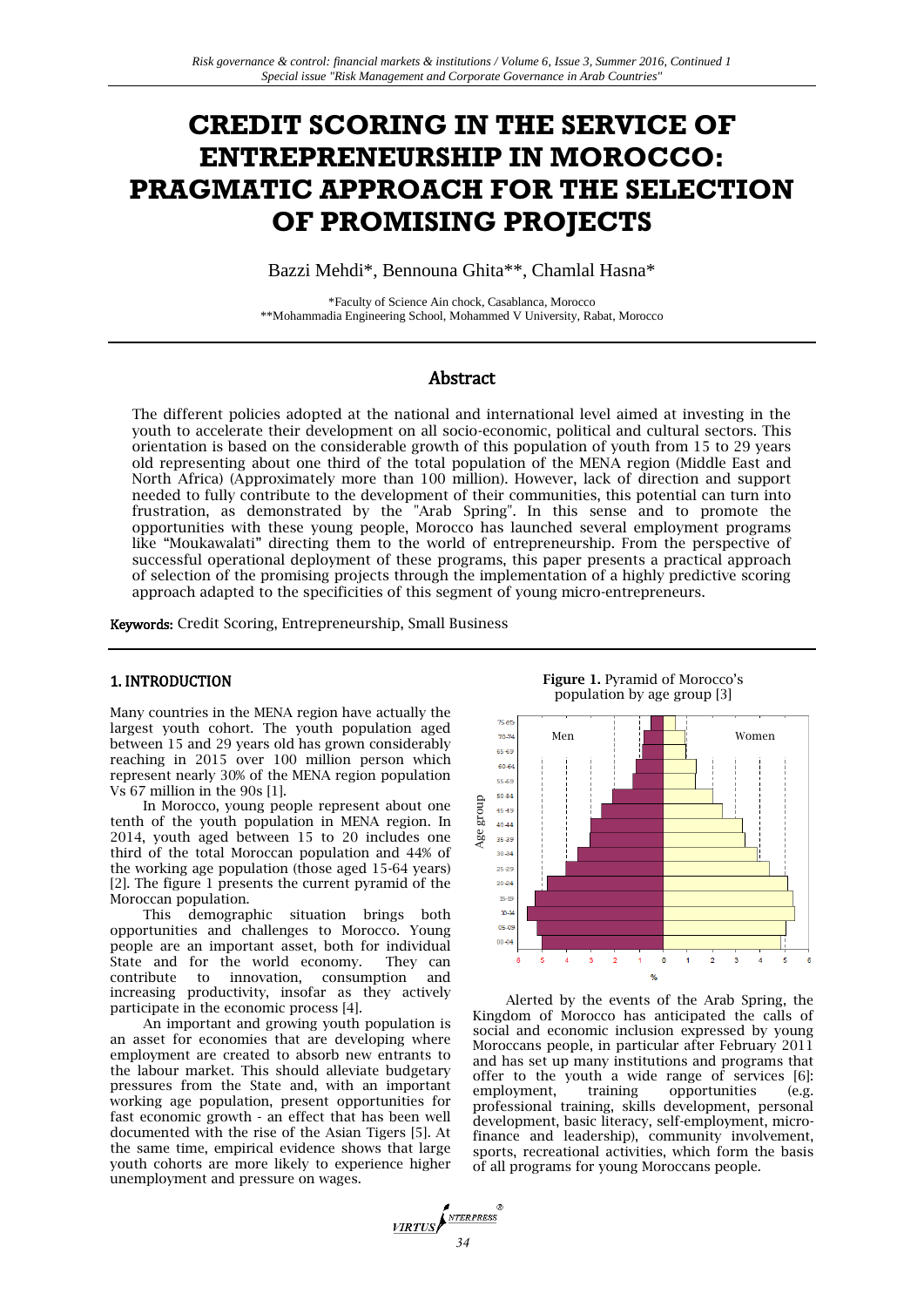# CREDIT SCORING IN THE SERVICE OF ENTREPRENEURSHIP IN MOROCCO: PRAGMATIC APPROACH FOR THE SELECTION OF PROMISING PROJECTS

Bazzi Mehdi*, Bennouna Ghita**, Chamlal Hasna*

*Faculty of Science Ain chock, Casablanca, Morocco
**Mohammadia Engineering School, Mohammed V University, Rabat, Morocco

## Abstract

The different policies adopted at the national and international level aimed at investing in the youth to accelerate their development on all socio-economic, political and cultural sectors. This orientation is based on the considerable growth of this population of youth from 15 to 29 years old representing about one third of the total population of the MENA region (Middle East and North Africa) (Approximately more than 100 million). However, lack of direction and support needed to fully contribute to the development of their communities, this potential can turn into frustration, as demonstrated by the "Arab Spring". In this sense and to promote the opportunities with these young people, Morocco has launched several employment programs like "Moukawalati" directing them to the world of entrepreneurship. From the perspective of successful operational deployment of these programs, this paper presents a practical approach of selection of the promising projects through the implementation of a highly predictive scoring approach adapted to the specificities of this segment of young micro-entrepreneurs.

**Keywords:** Credit Scoring, Entrepreneurship, Small Business

## 1. INTRODUCTION

Many countries in the MENA region have actually the largest youth cohort. The youth population aged between 15 and 29 years old has grown considerably reaching in 2015 over 100 million person which represent nearly 30% of the MENA region population Vs 67 million in the 90s [1].

In Morocco, young people represent about one tenth of the youth population in MENA region. In 2014, youth aged between 15 to 20 includes one third of the total Moroccan population and 44% of the working age population (those aged 15-64 years) [2]. The figure 1 presents the current pyramid of the Moroccan population.

This demographic situation brings both opportunities and challenges to Morocco. Young people are an important asset, both for individual State and for the world economy. They can contribute to innovation, consumption and increasing productivity, insofar as they actively participate in the economic process [4].

An important and growing youth population is an asset for economies that are developing where employment are created to absorb new entrants to the labour market. This should alleviate budgetary pressures from the State and, with an important working age population, present opportunities for fast economic growth - an effect that has been well documented with the rise of the Asian Tigers [5]. At the same time, empirical evidence shows that large youth cohorts are more likely to experience higher unemployment and pressure on wages.

**Figure 1.** Pyramid of Morocco's population by age group [3]

Alerted by the events of the Arab Spring, the Kingdom of Morocco has anticipated the calls of social and economic inclusion expressed by young Moroccans people, in particular after February 2011 and has set up many institutions and programs that offer to the youth a wide range of services [6]: employment, training opportunities (e.g. professional training, skills development, personal development, basic literacy, self-employment, micro-finance and leadership), community involvement, sports, recreational activities, which form the basis of all programs for young Moroccans people.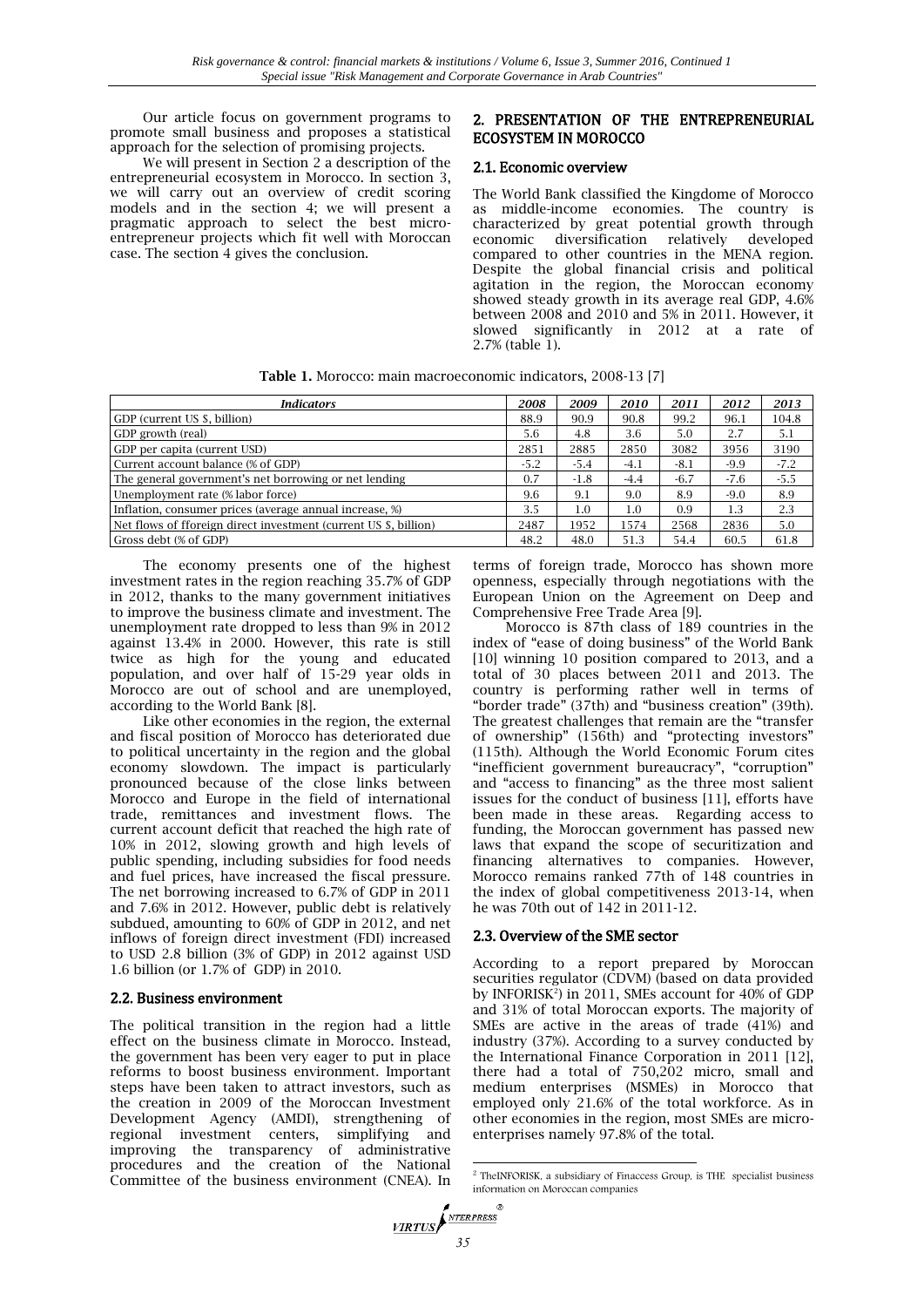Our article focus on government programs to promote small business and proposes a statistical approach for the selection of promising projects.

We will present in Section 2 a description of the entrepreneurial ecosystem in Morocco. In section 3, we will carry out an overview of credit scoring models and in the section 4; we will present a pragmatic approach to select the best micro-entrepreneur projects which fit well with Moroccan case. The section 4 gives the conclusion.

## 2. PRESENTATION OF THE ENTREPRENEURIAL ECOSYSTEM IN MOROCCO

### 2.1. Economic overview

The World Bank classified the Kingdome of Morocco as middle-income economies. The country is characterized by great potential growth through economic diversification relatively developed compared to other countries in the MENA region. Despite the global financial crisis and political agitation in the region, the Moroccan economy showed steady growth in its average real GDP, 4.6% between 2008 and 2010 and 5% in 2011. However, it slowed significantly in 2012 at a rate of 2.7% (table 1).

**Table 1.** Morocco: main macroeconomic indicators, 2008-13 [7]

| *Indicators* | *2008* | *2009* | *2010* | *2011* | *2012* | *2013* |
|---|---|---|---|---|---|---|
| GDP (current US $, billion) | 88.9 | 90.9 | 90.8 | 99.2 | 96.1 | 104.8 |
| GDP growth (real) | 5.6 | 4.8 | 3.6 | 5.0 | 2.7 | 5.1 |
| GDP per capita (current USD) | 2851 | 2885 | 2850 | 3082 | 3956 | 3190 |
| Current account balance (% of GDP) | -5.2 | -5.4 | -4.1 | -8.1 | -9.9 | -7.2 |
| The general government's net borrowing or net lending | 0.7 | -1.8 | -4.4 | -6.7 | -7.6 | -5.5 |
| Unemployment rate (% labor force) | 9.6 | 9.1 | 9.0 | 8.9 | -9.0 | 8.9 |
| Inflation, consumer prices (average annual increase, %) | 3.5 | 1.0 | 1.0 | 0.9 | 1.3 | 2.3 |
| Net flows of fforeign direct investment (current US $, billion) | 2487 | 1952 | 1574 | 2568 | 2836 | 5.0 |
| Gross debt (% of GDP) | 48.2 | 48.0 | 51.3 | 54.4 | 60.5 | 61.8 |

The economy presents one of the highest investment rates in the region reaching 35.7% of GDP in 2012, thanks to the many government initiatives to improve the business climate and investment. The unemployment rate dropped to less than 9% in 2012 against 13.4% in 2000. However, this rate is still twice as high for the young and educated population, and over half of 15-29 year olds in Morocco are out of school and are unemployed, according to the World Bank [8].

Like other economies in the region, the external and fiscal position of Morocco has deteriorated due to political uncertainty in the region and the global economy slowdown. The impact is particularly pronounced because of the close links between Morocco and Europe in the field of international trade, remittances and investment flows. The current account deficit that reached the high rate of 10% in 2012, slowing growth and high levels of public spending, including subsidies for food needs and fuel prices, have increased the fiscal pressure. The net borrowing increased to 6.7% of GDP in 2011 and 7.6% in 2012. However, public debt is relatively subdued, amounting to 60% of GDP in 2012, and net inflows of foreign direct investment (FDI) increased to USD 2.8 billion (3% of GDP) in 2012 against USD 1.6 billion (or 1.7% of GDP) in 2010.

### 2.2. Business environment

The political transition in the region had a little effect on the business climate in Morocco. Instead, the government has been very eager to put in place reforms to boost business environment. Important steps have been taken to attract investors, such as the creation in 2009 of the Moroccan Investment Development Agency (AMDI), strengthening of regional investment centers, simplifying and improving the transparency of administrative procedures and the creation of the National Committee of the business environment (CNEA). In terms of foreign trade, Morocco has shown more openness, especially through negotiations with the European Union on the Agreement on Deep and Comprehensive Free Trade Area [9].

Morocco is 87th class of 189 countries in the index of "ease of doing business" of the World Bank [10] winning 10 position compared to 2013, and a total of 30 places between 2011 and 2013. The country is performing rather well in terms of "border trade" (37th) and "business creation" (39th). The greatest challenges that remain are the "transfer of ownership" (156th) and "protecting investors" (115th). Although the World Economic Forum cites "inefficient government bureaucracy", "corruption" and "access to financing" as the three most salient issues for the conduct of business [11], efforts have been made in these areas. Regarding access to funding, the Moroccan government has passed new laws that expand the scope of securitization and financing alternatives to companies. However, Morocco remains ranked 77th of 148 countries in the index of global competitiveness 2013-14, when he was 70th out of 142 in 2011-12.

### 2.3. Overview of the SME sector

According to a report prepared by Moroccan securities regulator (CDVM) (based on data provided by INFORISK[2]) in 2011, SMEs account for 40% of GDP and 31% of total Moroccan exports. The majority of SMEs are active in the areas of trade (41%) and industry (37%). According to a survey conducted by the International Finance Corporation in 2011 [12], there had a total of 750,202 micro, small and medium enterprises (MSMEs) in Morocco that employed only 21.6% of the total workforce. As in other economies in the region, most SMEs are micro-enterprises namely 97.8% of the total.

[2] TheINFORISK, a subsidiary of Finaccess Group, is THE specialist business information on Moroccan companies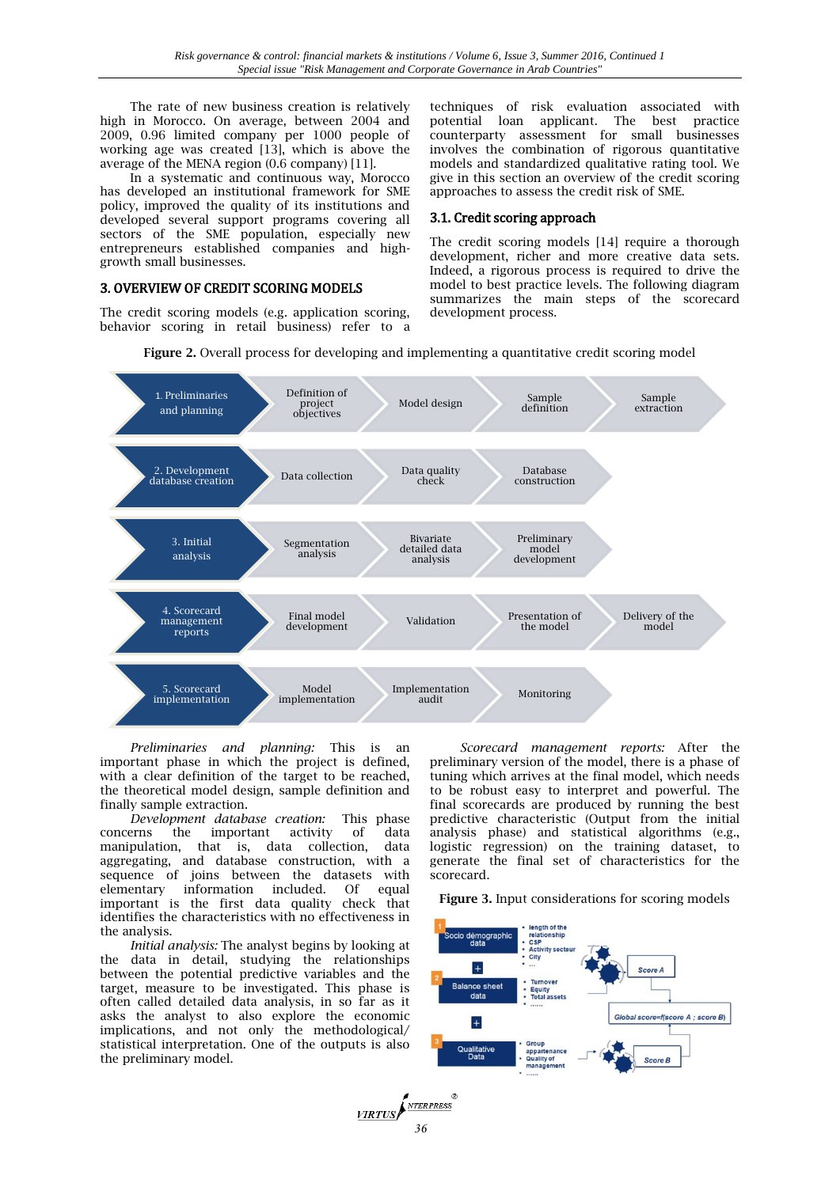The rate of new business creation is relatively high in Morocco. On average, between 2004 and 2009, 0.96 limited company per 1000 people of working age was created [13], which is above the average of the MENA region (0.6 company) [11].

In a systematic and continuous way, Morocco has developed an institutional framework for SME policy, improved the quality of its institutions and developed several support programs covering all sectors of the SME population, especially new entrepreneurs established companies and high-growth small businesses.

## 3. OVERVIEW OF CREDIT SCORING MODELS

The credit scoring models (e.g. application scoring, behavior scoring in retail business) refer to a techniques of risk evaluation associated with potential loan applicant. The best practice counterparty assessment for small businesses involves the combination of rigorous quantitative models and standardized qualitative rating tool. We give in this section an overview of the credit scoring approaches to assess the credit risk of SME.

### 3.1. Credit scoring approach

The credit scoring models [14] require a thorough development, richer and more creative data sets. Indeed, a rigorous process is required to drive the model to best practice levels. The following diagram summarizes the main steps of the scorecard development process.

**Figure 2.** Overall process for developing and implementing a quantitative credit scoring model

| Phase | Steps | | | |
|---|---|---|---|---|
| 1. Preliminaries and planning | Definition of project objectives | Model design | Sample definition | Sample extraction |
| 2. Development database creation | Data collection | Data quality check | Database construction | |
| 3. Initial analysis | Segmentation analysis | Bivariate detailed data analysis | Preliminary model development | |
| 4. Scorecard management reports | Final model development | Validation | Presentation of the model | Delivery of the model |
| 5. Scorecard implementation | Model implementation | Implementation audit | Monitoring | |

*Preliminaries and planning:* This is an important phase in which the project is defined, with a clear definition of the target to be reached, the theoretical model design, sample definition and finally sample extraction.

*Development database creation:* This phase concerns the important activity of data manipulation, that is, data collection, data aggregating, and database construction, with a sequence of joins between the datasets with elementary information included. Of equal important is the first data quality check that identifies the characteristics with no effectiveness in the analysis.

*Initial analysis:* The analyst begins by looking at the data in detail, studying the relationships between the potential predictive variables and the target, measure to be investigated. This phase is often called detailed data analysis, in so far as it asks the analyst to also explore the economic implications, and not only the methodological/ statistical interpretation. One of the outputs is also the preliminary model.

*Scorecard management reports:* After the preliminary version of the model, there is a phase of tuning which arrives at the final model, which needs to be robust easy to interpret and powerful. The final scorecards are produced by running the best predictive characteristic (Output from the initial analysis phase) and statistical algorithms (e.g., logistic regression) on the training dataset, to generate the final set of characteristics for the scorecard.

**Figure 3.** Input considerations for scoring models

1. Socio démographic data: length of the relationship; CSP; Activity secteur; City; ...
2. Balance sheet data: Turnover; Equity; Total assets; ......
3. Qualitative Data: Group appartenance; Quality of management; ......

Score A; Score B; Global score=f(score A ; score B)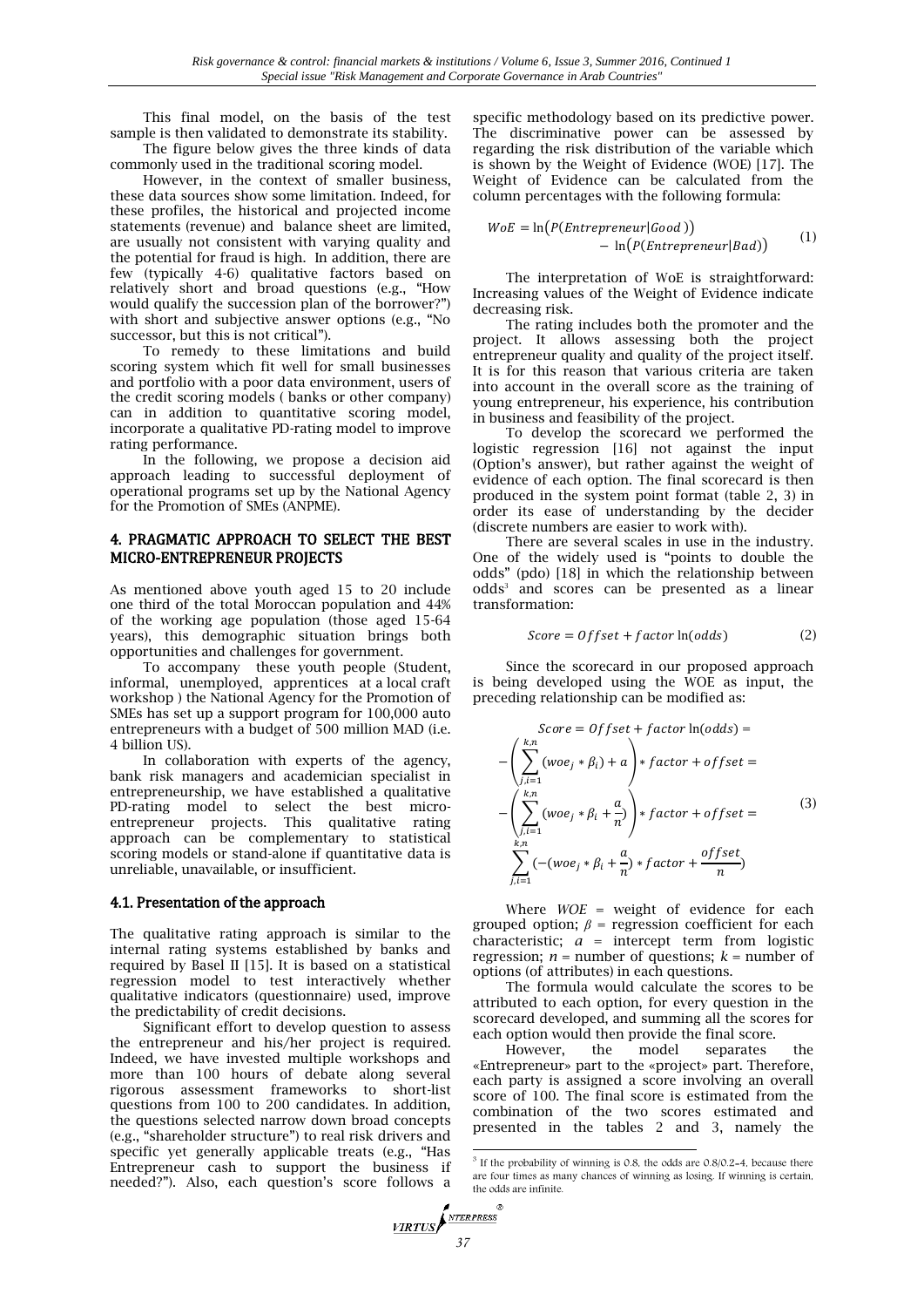This final model, on the basis of the test sample is then validated to demonstrate its stability.

The figure below gives the three kinds of data commonly used in the traditional scoring model.

However, in the context of smaller business, these data sources show some limitation. Indeed, for these profiles, the historical and projected income statements (revenue) and balance sheet are limited, are usually not consistent with varying quality and the potential for fraud is high. In addition, there are few (typically 4-6) qualitative factors based on relatively short and broad questions (e.g., "How would qualify the succession plan of the borrower?") with short and subjective answer options (e.g., "No successor, but this is not critical").

To remedy to these limitations and build scoring system which fit well for small businesses and portfolio with a poor data environment, users of the credit scoring models ( banks or other company) can in addition to quantitative scoring model, incorporate a qualitative PD-rating model to improve rating performance.

In the following, we propose a decision aid approach leading to successful deployment of operational programs set up by the National Agency for the Promotion of SMEs (ANPME).

## 4. PRAGMATIC APPROACH TO SELECT THE BEST MICRO-ENTREPRENEUR PROJECTS

As mentioned above youth aged 15 to 20 include one third of the total Moroccan population and 44% of the working age population (those aged 15-64 years), this demographic situation brings both opportunities and challenges for government.

To accompany these youth people (Student, informal, unemployed, apprentices at a local craft workshop ) the National Agency for the Promotion of SMEs has set up a support program for 100,000 auto entrepreneurs with a budget of 500 million MAD (i.e. 4 billion US).

In collaboration with experts of the agency, bank risk managers and academician specialist in entrepreneurship, we have established a qualitative PD-rating model to select the best micro-entrepreneur projects. This qualitative rating approach can be complementary to statistical scoring models or stand-alone if quantitative data is unreliable, unavailable, or insufficient.

### 4.1. Presentation of the approach

The qualitative rating approach is similar to the internal rating systems established by banks and required by Basel II [15]. It is based on a statistical regression model to test interactively whether qualitative indicators (questionnaire) used, improve the predictability of credit decisions.

Significant effort to develop question to assess the entrepreneur and his/her project is required. Indeed, we have invested multiple workshops and more than 100 hours of debate along several rigorous assessment frameworks to short-list questions from 100 to 200 candidates. In addition, the questions selected narrow down broad concepts (e.g., "shareholder structure") to real risk drivers and specific yet generally applicable treats (e.g., "Has Entrepreneur cash to support the business if needed?"). Also, each question's score follows a specific methodology based on its predictive power. The discriminative power can be assessed by regarding the risk distribution of the variable which is shown by the Weight of Evidence (WOE) [17]. The Weight of Evidence can be calculated from the column percentages with the following formula:

$$WoE = \ln\big(P(Entrepreneur|Good)\big) - \ln\big(P(Entrepreneur|Bad)\big) \tag{1}$$

The interpretation of WoE is straightforward: Increasing values of the Weight of Evidence indicate decreasing risk.

The rating includes both the promoter and the project. It allows assessing both the project entrepreneur quality and quality of the project itself. It is for this reason that various criteria are taken into account in the overall score as the training of young entrepreneur, his experience, his contribution in business and feasibility of the project.

To develop the scorecard we performed the logistic regression [16] not against the input (Option's answer), but rather against the weight of evidence of each option. The final scorecard is then produced in the system point format (table 2, 3) in order its ease of understanding by the decider (discrete numbers are easier to work with).

There are several scales in use in the industry. One of the widely used is "points to double the odds" (pdo) [18] in which the relationship between odds[3] and scores can be presented as a linear transformation:

$$Score = Offset + factor\,\ln(odds) \tag{2}$$

Since the scorecard in our proposed approach is being developed using the WOE as input, the preceding relationship can be modified as:

$$\begin{aligned}
Score &= Offset + factor\,\ln(odds) = \\
&-\left(\sum_{j,i=1}^{k,n}(woe_j * \beta_i) + a\right) * factor + offset = \\
&-\left(\sum_{j,i=1}^{k,n}\left(woe_j * \beta_i + \frac{a}{n}\right)\right) * factor + offset = \\
&\sum_{j,i=1}^{k,n}\left(-\left(woe_j * \beta_i + \frac{a}{n}\right) * factor + \frac{offset}{n}\right)
\end{aligned} \tag{3}$$

Where $WOE$ = weight of evidence for each grouped option; $\beta$ = regression coefficient for each characteristic; $a$ = intercept term from logistic regression; $n$ = number of questions; $k$ = number of options (of attributes) in each questions.

The formula would calculate the scores to be attributed to each option, for every question in the scorecard developed, and summing all the scores for each option would then provide the final score.

However, the model separates the «Entrepreneur» part to the «project» part. Therefore, each party is assigned a score involving an overall score of 100. The final score is estimated from the combination of the two scores estimated and presented in the tables 2 and 3, namely the

[3] If the probability of winning is 0.8, the odds are 0.8/0.2=4, because there are four times as many chances of winning as losing. If winning is certain, the odds are infinite.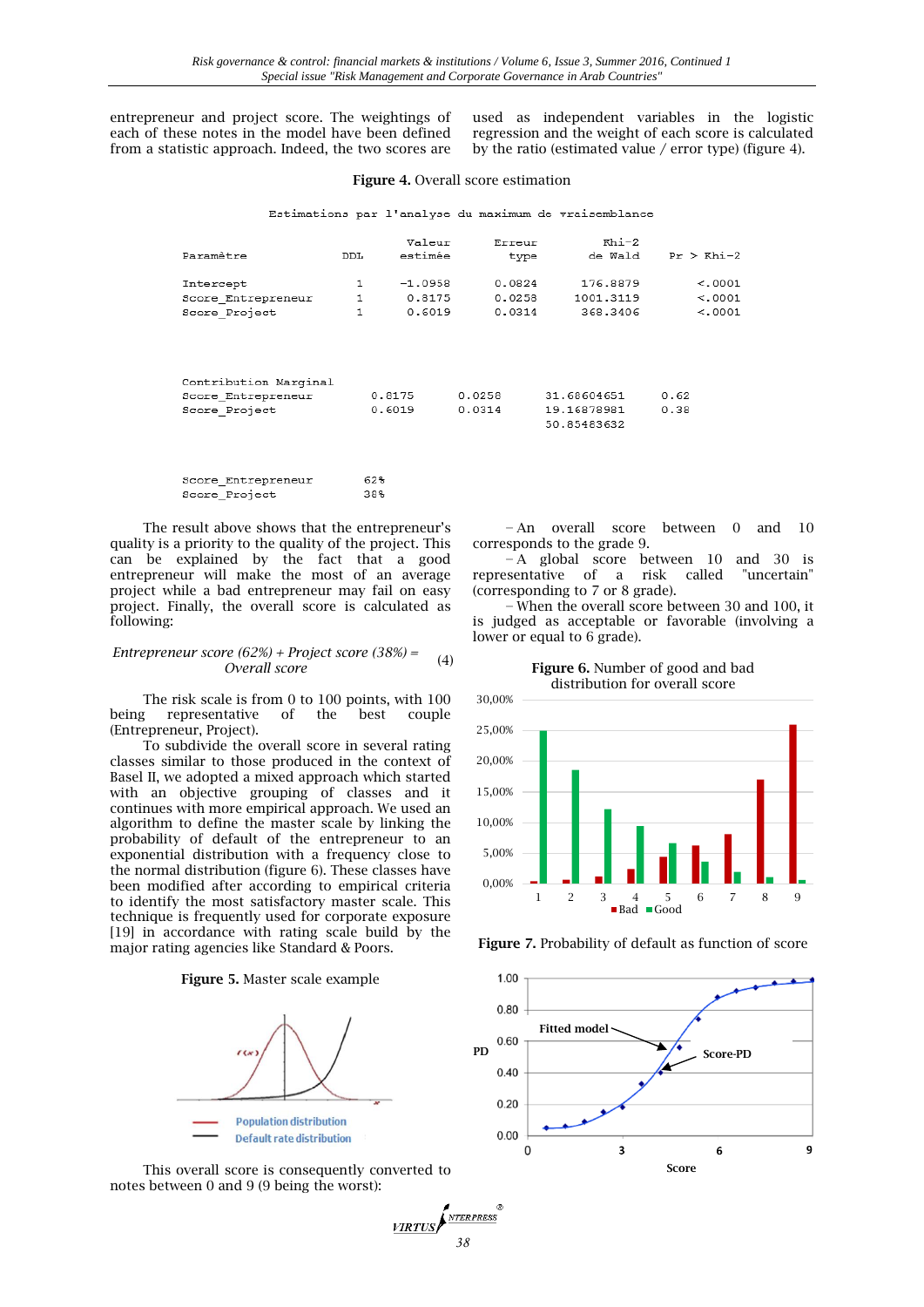entrepreneur and project score. The weightings of each of these notes in the model have been defined from a statistic approach. Indeed, the two scores are used as independent variables in the logistic regression and the weight of each score is calculated by the ratio (estimated value / error type) (figure 4).

**Figure 4.** Overall score estimation

Estimations par l'analyse du maximum de vraisemblance

| Paramètre | DDL | Valeur estimée | Erreur type | Khi-2 de Wald | Pr > Khi-2 |
|---|---|---|---|---|---|
| Intercept | 1 | -1.0958 | 0.0824 | 176.8879 | <.0001 |
| Score_Entrepreneur | 1 | 0.8175 | 0.0258 | 1001.3119 | <.0001 |
| Score_Project | 1 | 0.6019 | 0.0314 | 368.3406 | <.0001 |

| Contribution Marginal | | | | |
|---|---|---|---|---|
| Score_Entrepreneur | 0.8175 | 0.0258 | 31.68604651 | 0.62 |
| Score_Project | 0.6019 | 0.0314 | 19.16878981 | 0.38 |
| | | | 50.85483632 | |

| | |
|---|---|
| Score_Entrepreneur | 62% |
| Score_Project | 38% |

The result above shows that the entrepreneur's quality is a priority to the quality of the project. This can be explained by the fact that a good entrepreneur will make the most of an average project while a bad entrepreneur may fail on easy project. Finally, the overall score is calculated as following:

$$\textit{Entrepreneur score (62\%) + Project score (38\%) = Overall score} \quad (4)$$

The risk scale is from 0 to 100 points, with 100 being representative of the best couple (Entrepreneur, Project).

To subdivide the overall score in several rating classes similar to those produced in the context of Basel II, we adopted a mixed approach which started with an objective grouping of classes and it continues with more empirical approach. We used an algorithm to define the master scale by linking the probability of default of the entrepreneur to an exponential distribution with a frequency close to the normal distribution (figure 6). These classes have been modified after according to empirical criteria to identify the most satisfactory master scale. This technique is frequently used for corporate exposure [19] in accordance with rating scale build by the major rating agencies like Standard & Poors.

**Figure 5.** Master scale example

Population distribution
Default rate distribution

This overall score is consequently converted to notes between 0 and 9 (9 being the worst):

– An overall score between 0 and 10 corresponds to the grade 9.

– A global score between 10 and 30 is representative of a risk called "uncertain" (corresponding to 7 or 8 grade).

– When the overall score between 30 and 100, it is judged as acceptable or favorable (involving a lower or equal to 6 grade).

**Figure 6.** Number of good and bad distribution for overall score

**Figure 7.** Probability of default as function of score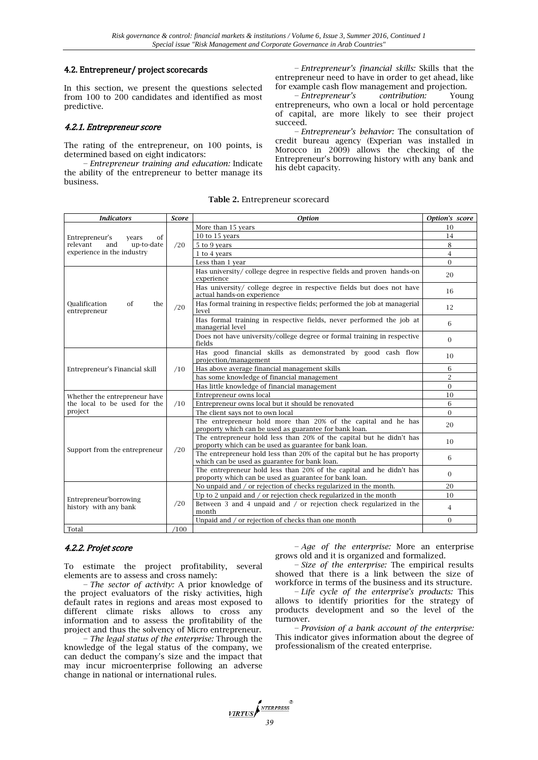### 4.2. Entrepreneur/ project scorecards

In this section, we present the questions selected from 100 to 200 candidates and identified as most predictive.

#### 4.2.1. Entrepreneur score

The rating of the entrepreneur, on 100 points, is determined based on eight indicators:

– *Entrepreneur training and education:* Indicate the ability of the entrepreneur to better manage its business.

– *Entrepreneur's financial skills:* Skills that the entrepreneur need to have in order to get ahead, like for example cash flow management and projection.

– *Entrepreneur's contribution:* Young entrepreneurs, who own a local or hold percentage of capital, are more likely to see their project succeed.

– *Entrepreneur's behavior:* The consultation of credit bureau agency (Experian was installed in Morocco in 2009) allows the checking of the Entrepreneur's borrowing history with any bank and his debt capacity.

**Table 2.** Entrepreneur scorecard

| *Indicators* | *Score* | *Option* | *Option's score* |
|---|---|---|---|
| Entrepreneur's years of relevant and up-to-date experience in the industry | /20 | More than 15 years | 10 |
| | | 10 to 15 years | 14 |
| | | 5 to 9 years | 8 |
| | | 1 to 4 years | 4 |
| | | Less than 1 year | 0 |
| Qualification of the entrepreneur | /20 | Has university/ college degree in respective fields and proven hands-on experience | 20 |
| | | Has university/ college degree in respective fields but does not have actual hands-on experience | 16 |
| | | Has formal training in respective fields; performed the job at managerial level | 12 |
| | | Has formal training in respective fields, never performed the job at managerial level | 6 |
| | | Does not have university/college degree or formal training in respective fields | 0 |
| Entrepreneur's Financial skill | /10 | Has good financial skills as demonstrated by good cash flow projection/management | 10 |
| | | Has above average financial management skills | 6 |
| | | has some knowledge of financial management | 2 |
| | | Has little knowledge of financial management | 0 |
| Whether the entrepreneur have the local to be used for the project | /10 | Entrepreneur owns local | 10 |
| | | Entrepreneur owns local but it should be renovated | 6 |
| | | The client says not to own local | 0 |
| Support from the entrepreneur | /20 | The entrepreneur hold more than 20% of the capital and he has proporty which can be used as guarantee for bank loan. | 20 |
| | | The entrepreneur hold less than 20% of the capital but he didn't has proporty which can be used as guarantee for bank loan. | 10 |
| | | The entrepreneur hold less than 20% of the capital but he has proporty which can be used as guarantee for bank loan. | 6 |
| | | The entrepreneur hold less than 20% of the capital and he didn't has proporty which can be used as guarantee for bank loan. | 0 |
| Entrepreneur'borrowing history with any bank | /20 | No unpaid and / or rejection of checks regularized in the month. | 20 |
| | | Up to 2 unpaid and / or rejection check regularized in the month | 10 |
| | | Between 3 and 4 unpaid and / or rejection check regularized in the month | 4 |
| | | Unpaid and / or rejection of checks than one month | 0 |
| Total | /100 | | |

#### 4.2.2. Projet score

To estimate the project profitability, several elements are to assess and cross namely:

– *The sector of activity:* A prior knowledge of the project evaluators of the risky activities, high default rates in regions and areas most exposed to different climate risks allows to cross any information and to assess the profitability of the project and thus the solvency of Micro entrepreneur.

– *The legal status of the enterprise:* Through the knowledge of the legal status of the company, we can deduct the company's size and the impact that may incur microenterprise following an adverse change in national or international rules.

– *Age of the enterprise:* More an enterprise grows old and it is organized and formalized.

– *Size of the enterprise:* The empirical results showed that there is a link between the size of workforce in terms of the business and its structure.

– *Life cycle of the enterprise's products:* This allows to identify priorities for the strategy of products development and so the level of the turnover.

– *Provision of a bank account of the enterprise:* This indicator gives information about the degree of professionalism of the created enterprise.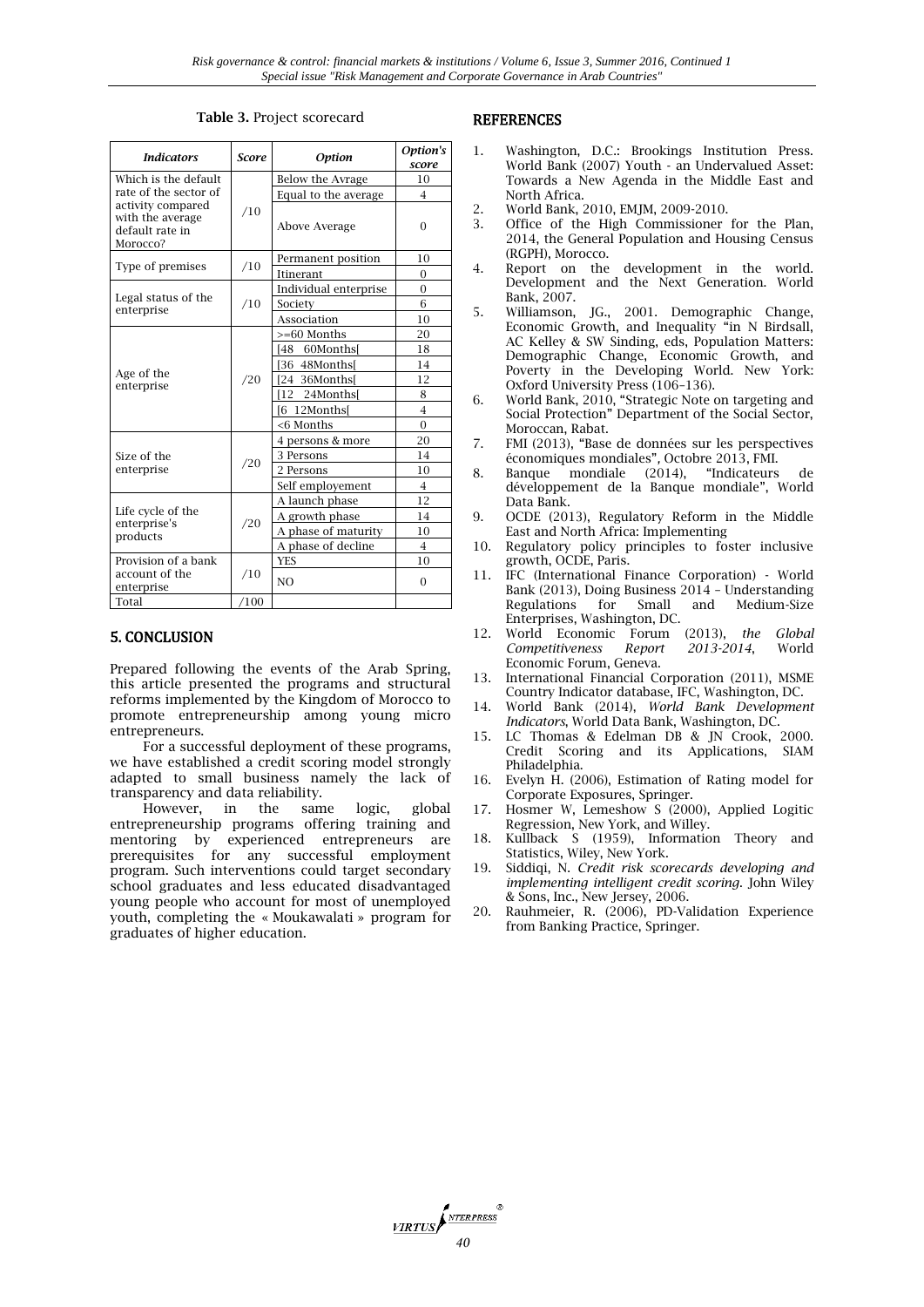**Table 3.** Project scorecard

| *Indicators* | *Score* | *Option* | *Option's score* |
|---|---|---|---|
| Which is the default rate of the sector of activity compared with the average default rate in Morocco? | /10 | Below the Avrage | 10 |
| | | Equal to the average | 4 |
| | | Above Average | 0 |
| Type of premises | /10 | Permanent position | 10 |
| | | Itinerant | 0 |
| Legal status of the enterprise | /10 | Individual enterprise | 0 |
| | | Society | 6 |
| | | Association | 10 |
| Age of the enterprise | /20 | >=60 Months | 20 |
| | | [48 60Months[ | 18 |
| | | [36 48Months[ | 14 |
| | | [24 36Months[ | 12 |
| | | [12 24Months[ | 8 |
| | | [6 12Months[ | 4 |
| | | <6 Months | 0 |
| Size of the enterprise | /20 | 4 persons & more | 20 |
| | | 3 Persons | 14 |
| | | 2 Persons | 10 |
| | | Self employement | 4 |
| Life cycle of the enterprise's products | /20 | A launch phase | 12 |
| | | A growth phase | 14 |
| | | A phase of maturity | 10 |
| | | A phase of decline | 4 |
| Provision of a bank account of the enterprise | /10 | YES | 10 |
| | | NO | 0 |
| Total | /100 | | |

## 5. CONCLUSION

Prepared following the events of the Arab Spring, this article presented the programs and structural reforms implemented by the Kingdom of Morocco to promote entrepreneurship among young micro entrepreneurs.

For a successful deployment of these programs, we have established a credit scoring model strongly adapted to small business namely the lack of transparency and data reliability.

However, in the same logic, global entrepreneurship programs offering training and mentoring by experienced entrepreneurs are prerequisites for any successful employment program. Such interventions could target secondary school graduates and less educated disadvantaged young people who account for most of unemployed youth, completing the « Moukawalati » program for graduates of higher education.

## REFERENCES

1. Washington, D.C.: Brookings Institution Press. World Bank (2007) Youth - an Undervalued Asset: Towards a New Agenda in the Middle East and North Africa.
2. World Bank, 2010, EMJM, 2009-2010.
3. Office of the High Commissioner for the Plan, 2014, the General Population and Housing Census (RGPH), Morocco.
4. Report on the development in the world. Development and the Next Generation. World Bank, 2007.
5. Williamson, JG., 2001. Demographic Change, Economic Growth, and Inequality "in N Birdsall, AC Kelley & SW Sinding, eds, Population Matters: Demographic Change, Economic Growth, and Poverty in the Developing World. New York: Oxford University Press (106–136).
6. World Bank, 2010, "Strategic Note on targeting and Social Protection" Department of the Social Sector, Moroccan, Rabat.
7. FMI (2013), "Base de données sur les perspectives économiques mondiales", Octobre 2013, FMI.
8. Banque mondiale (2014), "Indicateurs de développement de la Banque mondiale", World Data Bank.
9. OCDE (2013), Regulatory Reform in the Middle East and North Africa: Implementing
10. Regulatory policy principles to foster inclusive growth, OCDE, Paris.
11. IFC (International Finance Corporation) - World Bank (2013), Doing Business 2014 – Understanding Regulations for Small and Medium-Size Enterprises, Washington, DC.
12. World Economic Forum (2013), *the Global Competitiveness Report 2013-2014*, World Economic Forum, Geneva.
13. International Financial Corporation (2011), MSME Country Indicator database, IFC, Washington, DC.
14. World Bank (2014), *World Bank Development Indicators*, World Data Bank, Washington, DC.
15. LC Thomas & Edelman DB & JN Crook, 2000. Credit Scoring and its Applications, SIAM Philadelphia.
16. Evelyn H. (2006), Estimation of Rating model for Corporate Exposures, Springer.
17. Hosmer W, Lemeshow S (2000), Applied Logitic Regression, New York, and Willey.
18. Kullback S (1959), Information Theory and Statistics, Wiley, New York.
19. Siddiqi, N. *Credit risk scorecards developing and implementing intelligent credit scoring*. John Wiley & Sons, Inc., New Jersey, 2006.
20. Rauhmeier, R. (2006), PD-Validation Experience from Banking Practice, Springer.